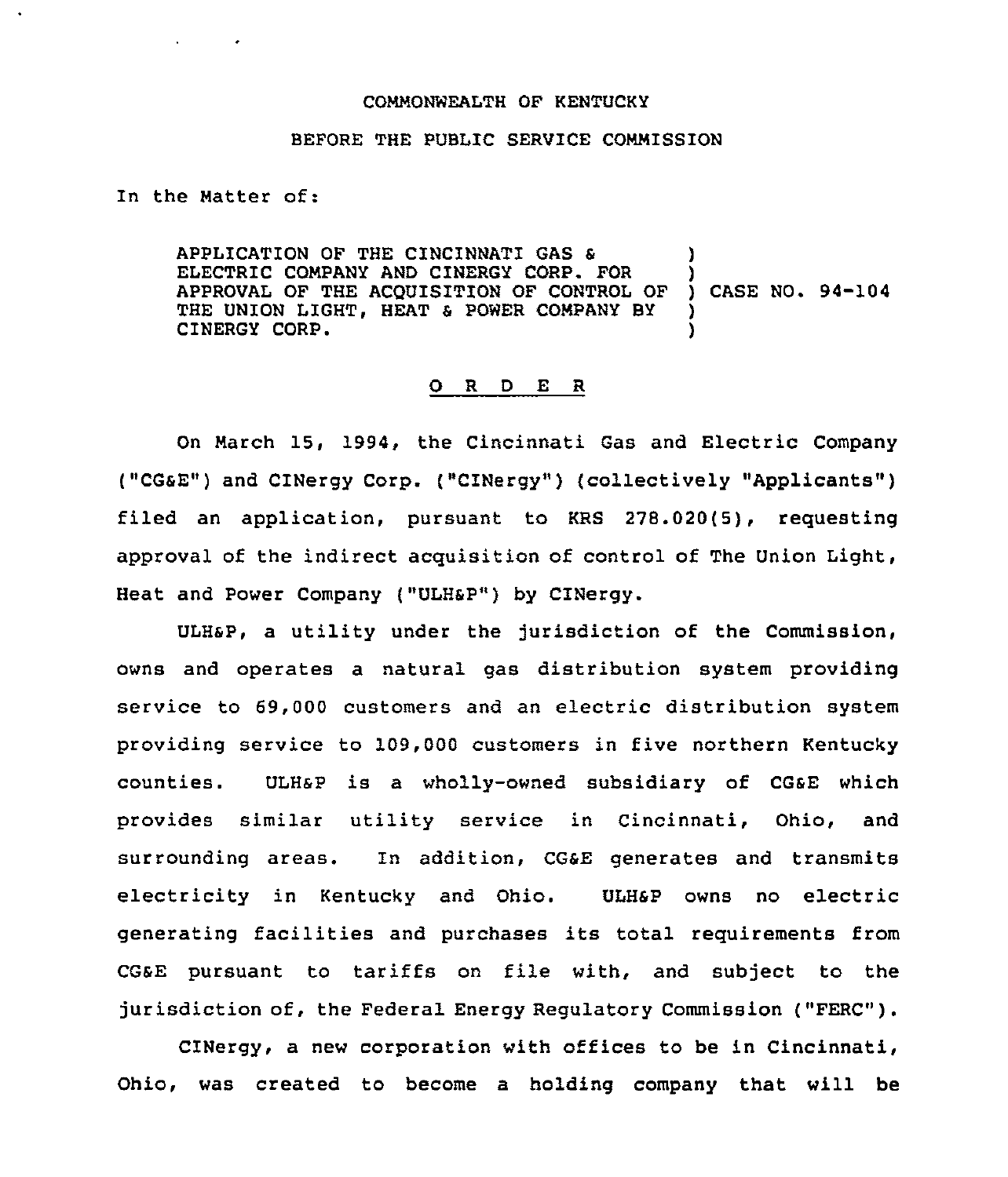COMMONWEALTH OF KENTUCKY

BEFORE THE PUBLIC SERVICE COMMISSION

In the Matter of:

| | | |
|---|---|---|
| APPLICATION OF THE CINCINNATI GAS & ELECTRIC COMPANY AND CINERGY CORP. FOR APPROVAL OF THE ACQUISITION OF CONTROL OF THE UNION LIGHT, HEAT & POWER COMPANY BY CINERGY CORP. | ) | CASE NO. 94-104 |

## O R D E R

On March 15, 1994, the Cincinnati Gas and Electric Company ("CG&E") and CINergy Corp. ("CINergy") (collectively "Applicants") filed an application, pursuant to KRS 278.020(5), requesting approval of the indirect acquisition of control of The Union Light, Heat and Power Company ("ULH&P") by CINergy.

ULH&P, a utility under the jurisdiction of the Commission, owns and operates a natural gas distribution system providing service to 69,000 customers and an electric distribution system providing service to 109,000 customers in five northern Kentucky counties. ULH&P is a wholly-owned subsidiary of CG&E which provides similar utility service in Cincinnati, Ohio, and surrounding areas. In addition, CG&E generates and transmits electricity in Kentucky and Ohio. ULH&P owns no electric generating facilities and purchases its total requirements from CG&E pursuant to tariffs on file with, and subject to the jurisdiction of, the Federal Energy Regulatory Commission ("FERC").

CINergy, a new corporation with offices to be in Cincinnati, Ohio, was created to become a holding company that will be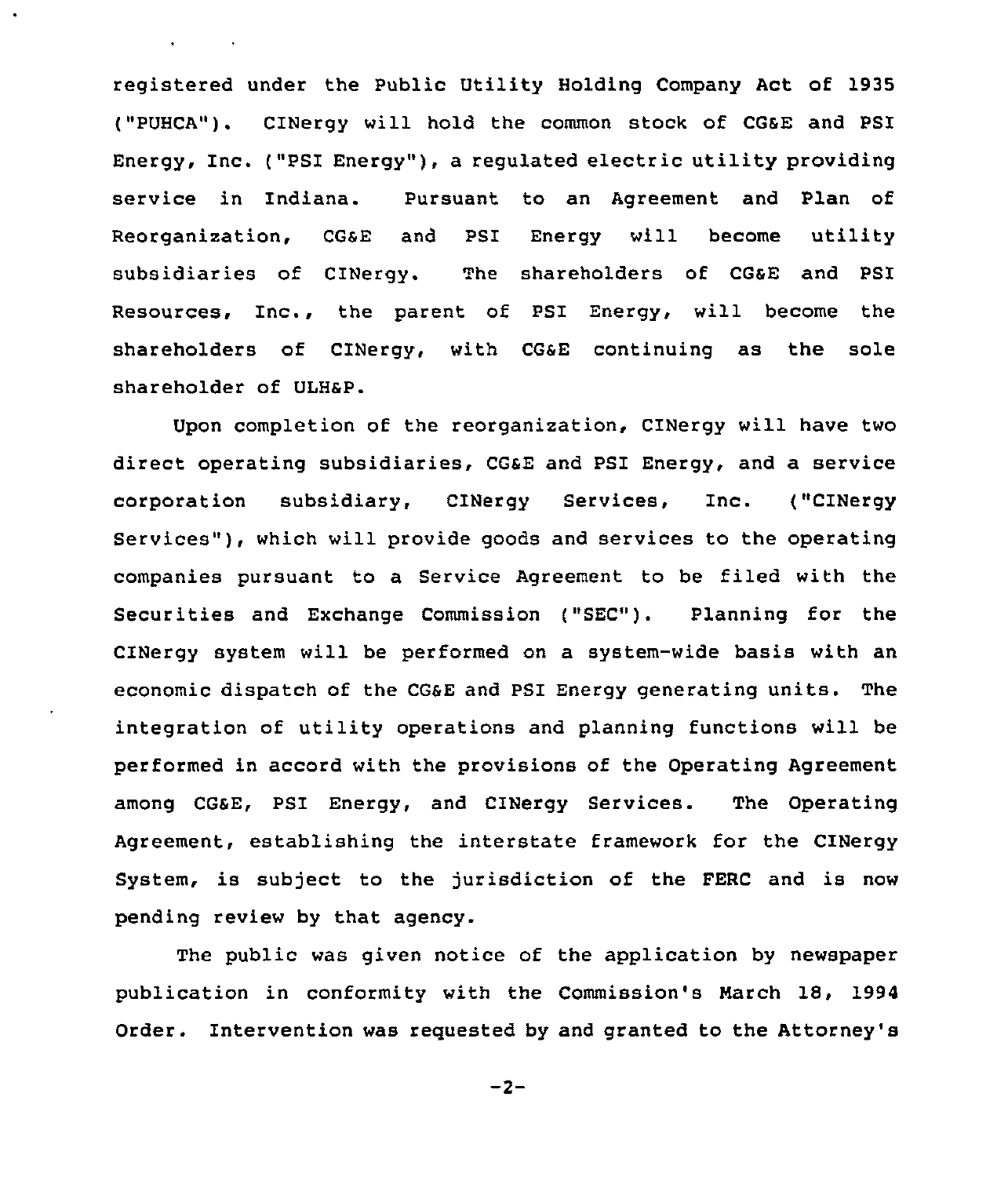registered under the Public Utility Holding Company Act of 1935 ("PUHCA"). CINergy will hold the common stock of CG&E and PSI Energy, Inc. ("PSI Energy"), a regulated electric utility providing service in Indiana. Pursuant to an Agreement and Plan of Reorganization, CG&E and PSI Energy will become utility subsidiaries of CINergy. The shareholders of CG&E and PSI Resources, Inc., the parent of PSI Energy, will become the shareholders of CINergy, with CG&E continuing as the sole shareholder of ULH&P.

Upon completion of the reorganization, CINergy will have two direct operating subsidiaries, CG&E and PSI Energy, and a service corporation subsidiary, CINergy Services, Inc. ("CINergy Services"), which will provide goods and services to the operating companies pursuant to a Service Agreement to be filed with the Securities and Exchange Commission ("SEC"). Planning for the CINergy system will be performed on a system-wide basis with an economic dispatch of the CG&E and PSI Energy generating units. The integration of utility operations and planning functions will be performed in accord with the provisions of the Operating Agreement among CG&E, PSI Energy, and CINergy Services. The Operating Agreement, establishing the interstate framework for the CINergy System, is subject to the jurisdiction of the FERC and is now pending review by that agency.

The public was given notice of the application by newspaper publication in conformity with the Commission's March 18, 1994 Order. Intervention was requested by and granted to the Attorney's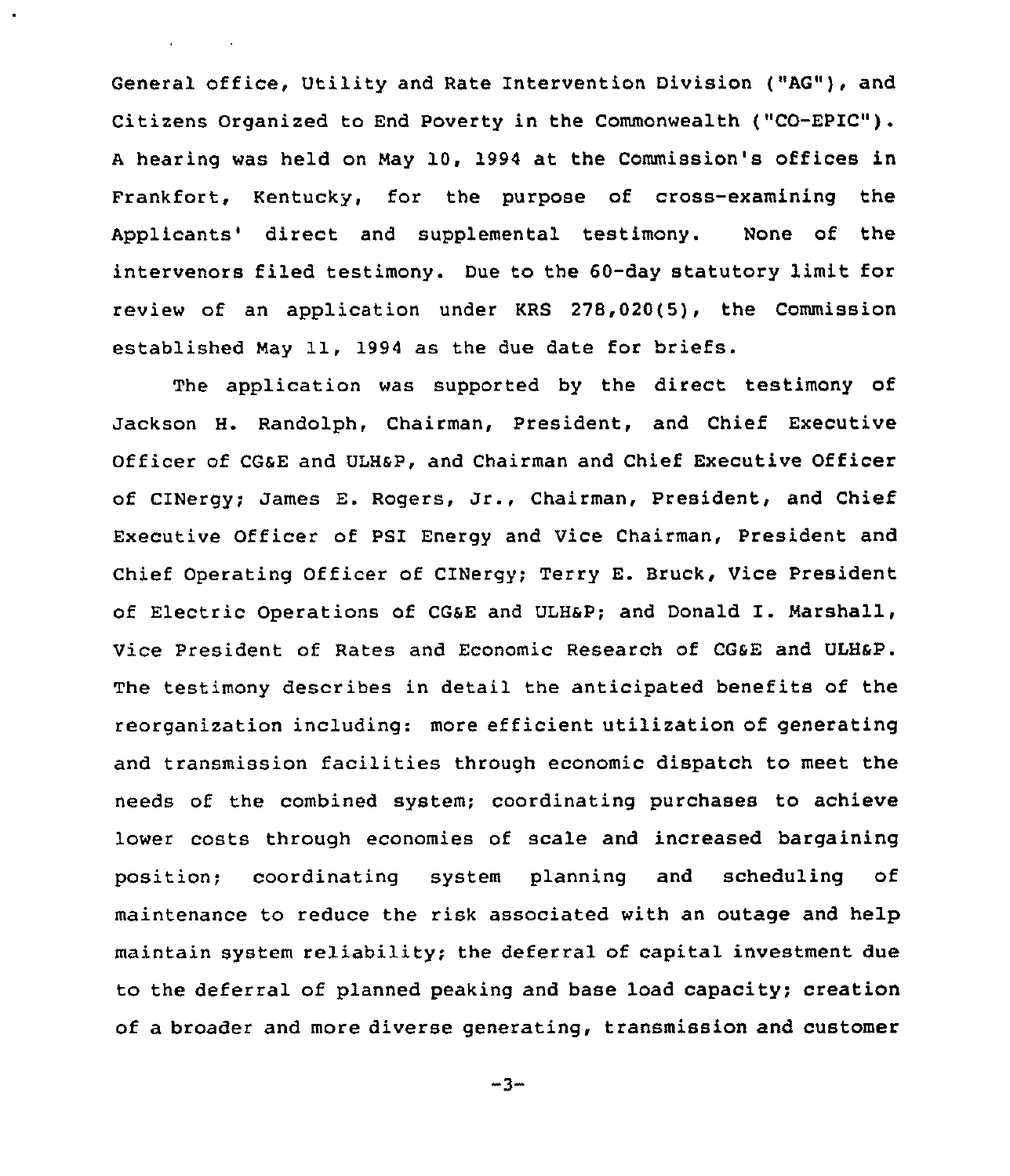General office, Utility and Rate Intervention Division ("AG"), and Citizens Organized to End Poverty in the Commonwealth ("CO-EPIC"). A hearing was held on May 10, 1994 at the Commission's offices in Frankfort, Kentucky, for the purpose of cross-examining the Applicants' direct and supplemental testimony. None of the intervenors filed testimony. Due to the 60-day statutory limit for review of an application under KRS 278.020(5), the Commission established May 11, 1994 as the due date for briefs.

The application was supported by the direct testimony of Jackson H. Randolph, Chairman, President, and Chief Executive Officer of CG&E and ULH&P, and Chairman and Chief Executive Officer of CINergy; James E. Rogers, Jr., Chairman, President, and Chief Executive Officer of PSI Energy and Vice Chairman, President and Chief Operating Officer of CINergy; Terry E. Bruck, Vice President of Electric Operations of CG&E and ULH&P; and Donald I. Marshall, Vice President of Rates and Economic Research of CG&E and ULH&P. The testimony describes in detail the anticipated benefits of the reorganization including: more efficient utilization of generating and transmission facilities through economic dispatch to meet the needs of the combined system; coordinating purchases to achieve lower costs through economies of scale and increased bargaining position; coordinating system planning and scheduling of maintenance to reduce the risk associated with an outage and help maintain system reliability; the deferral of capital investment due to the deferral of planned peaking and base load capacity; creation of a broader and more diverse generating, transmission and customer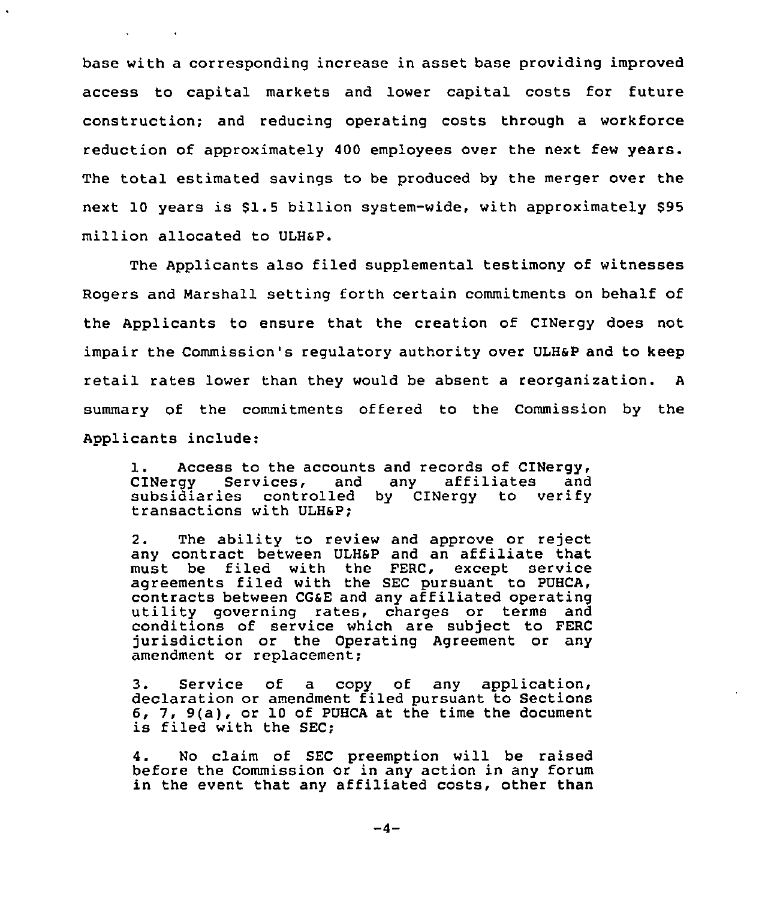base with a corresponding increase in asset base providing improved access to capital markets and lower capital costs for future construction; and reducing operating costs through a workforce reduction of approximately 400 employees over the next few years. The total estimated savings to be produced by the merger over the next 10 years is $1.5 billion system-wide, with approximately $95 million allocated to ULH&P.

The Applicants also filed supplemental testimony of witnesses Rogers and Marshall setting forth certain commitments on behalf of the Applicants to ensure that the creation of CINergy does not impair the Commission's regulatory authority over ULH&P and to keep retail rates lower than they would be absent a reorganization. A summary of the commitments offered to the Commission by the Applicants include:

> 1. Access to the accounts and records of CINergy, CINergy Services, and any affiliates and subsidiaries controlled by CINergy to verify transactions with ULH&P;
>
> 2. The ability to review and approve or reject any contract between ULH&P and an affiliate that must be filed with the FERC, except service agreements filed with the SEC pursuant to PUHCA, contracts between CG&E and any affiliated operating utility governing rates, charges or terms and conditions of service which are subject to FERC jurisdiction or the Operating Agreement or any amendment or replacement;
>
> 3. Service of a copy of any application, declaration or amendment filed pursuant to Sections 6, 7, 9(a), or 10 of PUHCA at the time the document is filed with the SEC;
>
> 4. No claim of SEC preemption will be raised before the Commission or in any action in any forum in the event that any affiliated costs, other than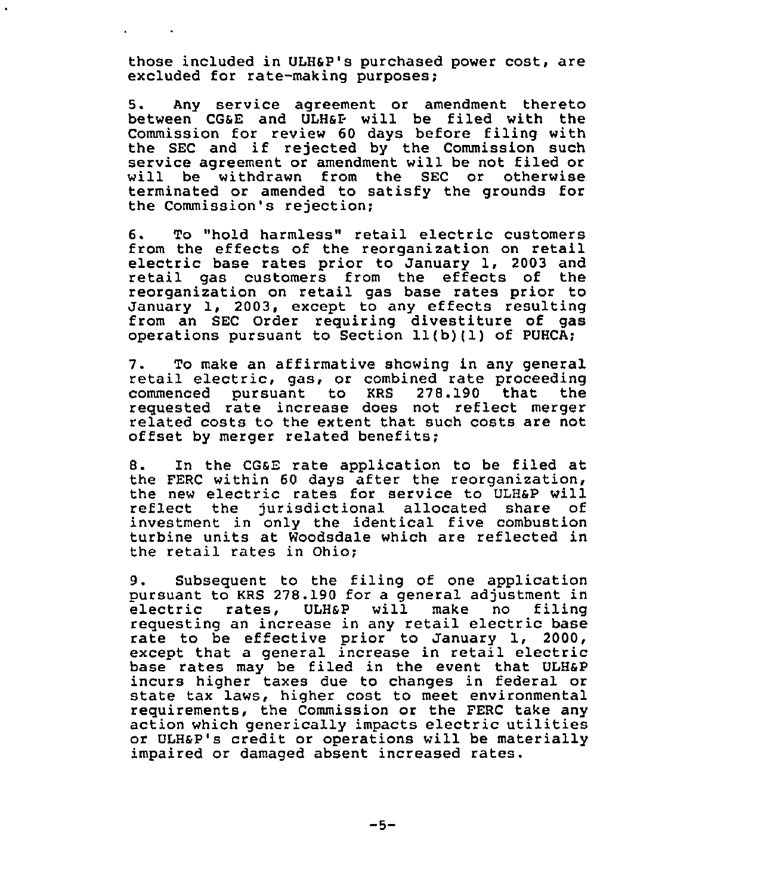those included in ULH&P's purchased power cost, are excluded for rate-making purposes;

5. Any service agreement or amendment thereto between CG&E and ULH&P will be filed with the Commission for review 60 days before filing with the SEC and if rejected by the Commission such service agreement or amendment will be not filed or will be withdrawn from the SEC or otherwise terminated or amended to satisfy the grounds for the Commission's rejection;

6. To "hold harmless" retail electric customers from the effects of the reorganization on retail electric base rates prior to January 1, 2003 and retail gas customers from the effects of the reorganization on retail gas base rates prior to January 1, 2003, except to any effects resulting from an SEC Order requiring divestiture of gas operations pursuant to Section 11(b)(1) of PUHCA;

7. To make an affirmative showing in any general retail electric, gas, or combined rate proceeding commenced pursuant to KRS 278.190 that the requested rate increase does not reflect merger related costs to the extent that such costs are not offset by merger related benefits;

8. In the CG&E rate application to be filed at the FERC within 60 days after the reorganization, the new electric rates for service to ULH&P will reflect the jurisdictional allocated share of investment in only the identical five combustion turbine units at Woodsdale which are reflected in the retail rates in Ohio;

9. Subsequent to the filing of one application pursuant to KRS 278.190 for a general adjustment in electric rates, ULH&P will make no filing requesting an increase in any retail electric base rate to be effective prior to January 1, 2000, except that a general increase in retail electric base rates may be filed in the event that ULH&P incurs higher taxes due to changes in federal or state tax laws, higher cost to meet environmental requirements, the Commission or the FERC take any action which generically impacts electric utilities or ULH&P's credit or operations will be materially impaired or damaged absent increased rates.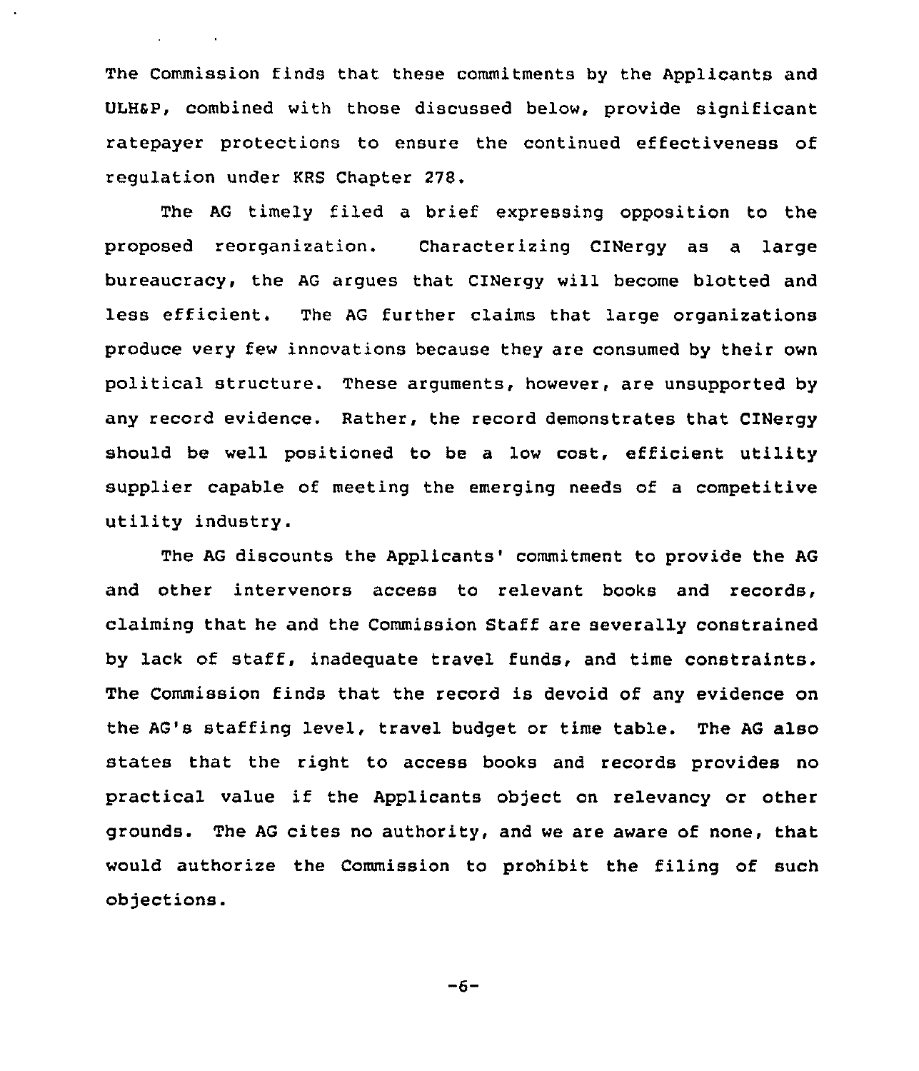The Commission finds that these commitments by the Applicants and ULH&P, combined with those discussed below, provide significant ratepayer protections to ensure the continued effectiveness of regulation under KRS Chapter 278.

The AG timely filed a brief expressing opposition to the proposed reorganization. Characterizing CINergy as a large bureaucracy, the AG argues that CINergy will become blotted and less efficient. The AG further claims that large organizations produce very few innovations because they are consumed by their own political structure. These arguments, however, are unsupported by any record evidence. Rather, the record demonstrates that CINergy should be well positioned to be a low cost, efficient utility supplier capable of meeting the emerging needs of a competitive utility industry.

The AG discounts the Applicants' commitment to provide the AG and other intervenors access to relevant books and records, claiming that he and the Commission Staff are severally constrained by lack of staff, inadequate travel funds, and time constraints. The Commission finds that the record is devoid of any evidence on the AG's staffing level, travel budget or time table. The AG also states that the right to access books and records provides no practical value if the Applicants object on relevancy or other grounds. The AG cites no authority, and we are aware of none, that would authorize the Commission to prohibit the filing of such objections.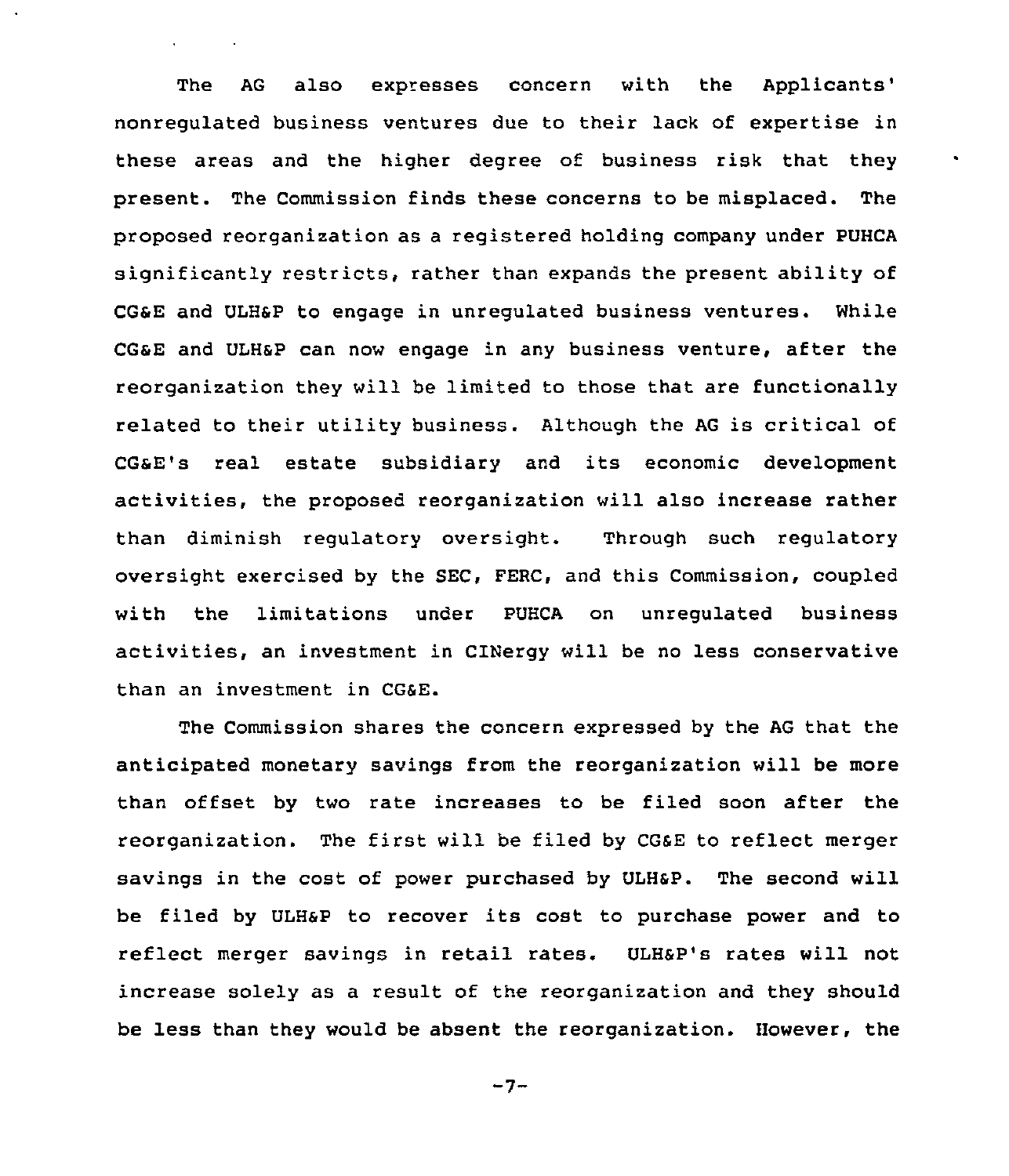The AG also expresses concern with the Applicants' nonregulated business ventures due to their lack of expertise in these areas and the higher degree of business risk that they present. The Commission finds these concerns to be misplaced. The proposed reorganization as a registered holding company under PUHCA significantly restricts, rather than expands the present ability of CG&E and ULH&P to engage in unregulated business ventures. While CG&E and ULH&P can now engage in any business venture, after the reorganization they will be limited to those that are functionally related to their utility business. Although the AG is critical of CG&E's real estate subsidiary and its economic development activities, the proposed reorganization will also increase rather than diminish regulatory oversight. Through such regulatory oversight exercised by the SEC, FERC, and this Commission, coupled with the limitations under PUHCA on unregulated business activities, an investment in CINergy will be no less conservative than an investment in CG&E.

The Commission shares the concern expressed by the AG that the anticipated monetary savings from the reorganization will be more than offset by two rate increases to be filed soon after the reorganization. The first will be filed by CG&E to reflect merger savings in the cost of power purchased by ULH&P. The second will be filed by ULH&P to recover its cost to purchase power and to reflect merger savings in retail rates. ULH&P's rates will not increase solely as a result of the reorganization and they should be less than they would be absent the reorganization. However, the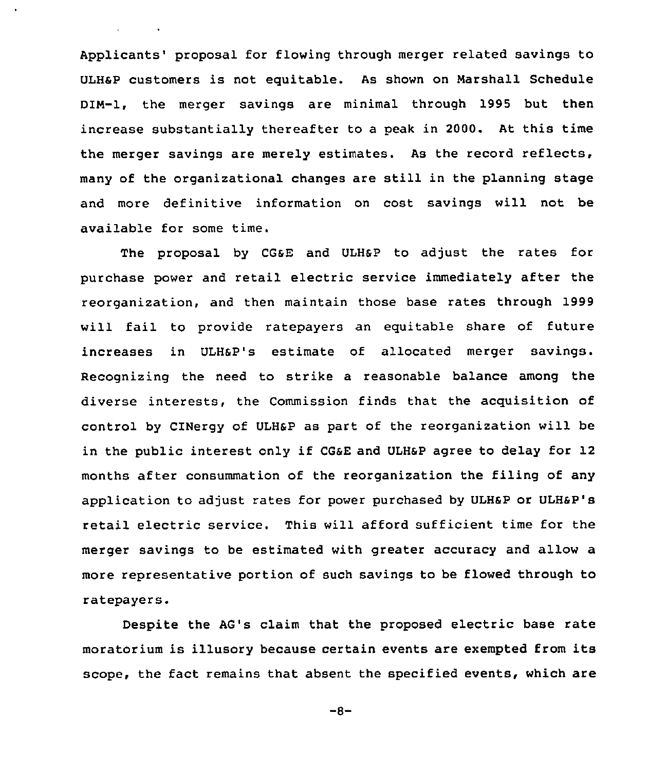Applicants' proposal for flowing through merger related savings to ULH&P customers is not equitable. As shown on Marshall Schedule DIM-1, the merger savings are minimal through 1995 but then increase substantially thereafter to a peak in 2000. At this time the merger savings are merely estimates. As the record reflects, many of the organizational changes are still in the planning stage and more definitive information on cost savings will not be available for some time.

The proposal by CG&E and ULH&P to adjust the rates for purchase power and retail electric service immediately after the reorganization, and then maintain those base rates through 1999 will fail to provide ratepayers an equitable share of future increases in ULH&P's estimate of allocated merger savings. Recognizing the need to strike a reasonable balance among the diverse interests, the Commission finds that the acquisition of control by CINergy of ULH&P as part of the reorganization will be in the public interest only if CG&E and ULH&P agree to delay for 12 months after consummation of the reorganization the filing of any application to adjust rates for power purchased by ULH&P or ULH&P's retail electric service. This will afford sufficient time for the merger savings to be estimated with greater accuracy and allow a more representative portion of such savings to be flowed through to ratepayers.

Despite the AG's claim that the proposed electric base rate moratorium is illusory because certain events are exempted from its scope, the fact remains that absent the specified events, which are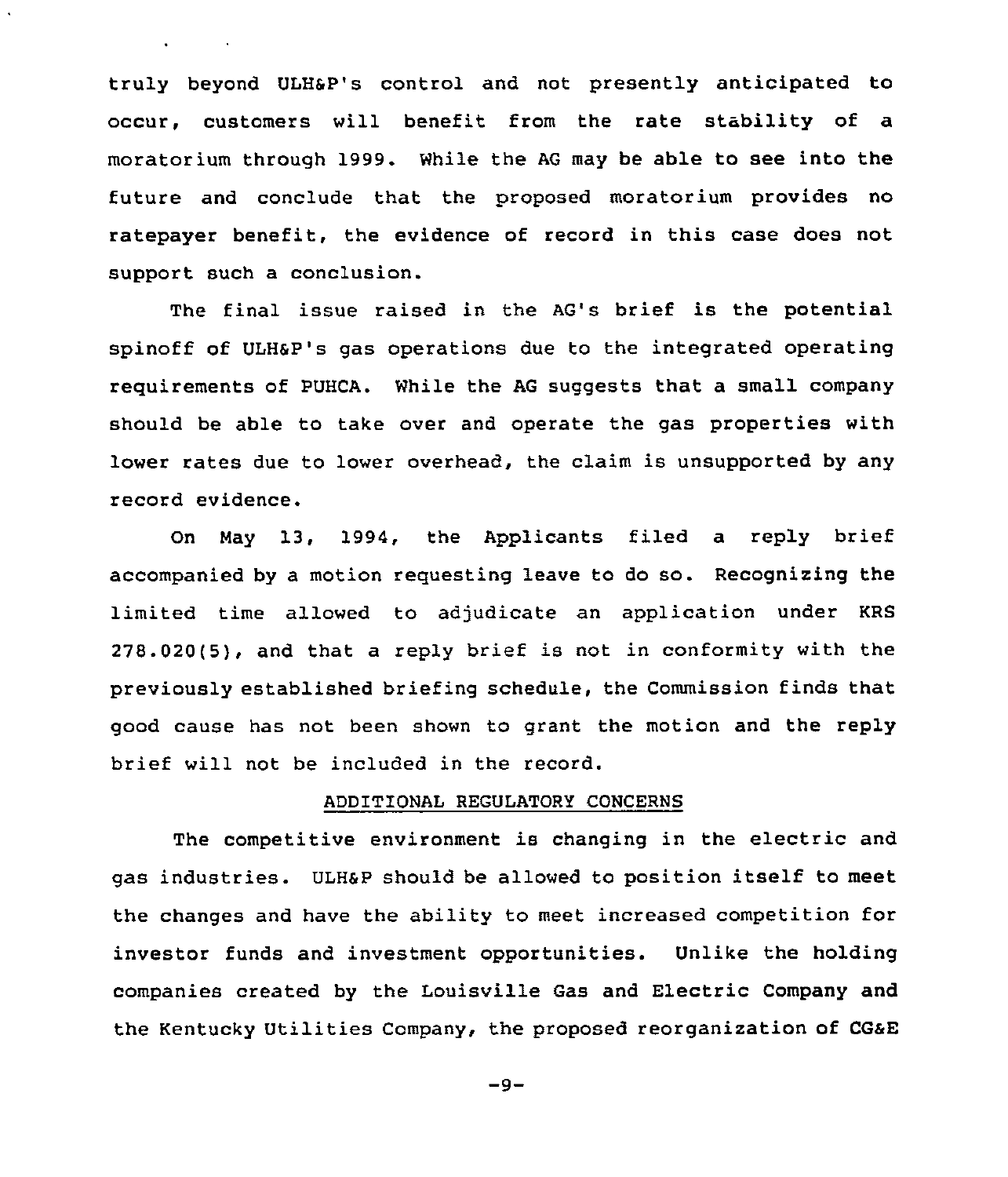truly beyond ULH&P's control and not presently anticipated to occur, customers will benefit from the rate stability of a moratorium through 1999. While the AG may be able to see into the future and conclude that the proposed moratorium provides no ratepayer benefit, the evidence of record in this case does not support such a conclusion.

The final issue raised in the AG's brief is the potential spinoff of ULH&P's gas operations due to the integrated operating requirements of PUHCA. While the AG suggests that a small company should be able to take over and operate the gas properties with lower rates due to lower overhead, the claim is unsupported by any record evidence.

On May 13, 1994, the Applicants filed a reply brief accompanied by a motion requesting leave to do so. Recognizing the limited time allowed to adjudicate an application under KRS 278.020(5), and that a reply brief is not in conformity with the previously established briefing schedule, the Commission finds that good cause has not been shown to grant the motion and the reply brief will not be included in the record.

## ADDITIONAL REGULATORY CONCERNS

The competitive environment is changing in the electric and gas industries. ULH&P should be allowed to position itself to meet the changes and have the ability to meet increased competition for investor funds and investment opportunities. Unlike the holding companies created by the Louisville Gas and Electric Company and the Kentucky Utilities Company, the proposed reorganization of CG&E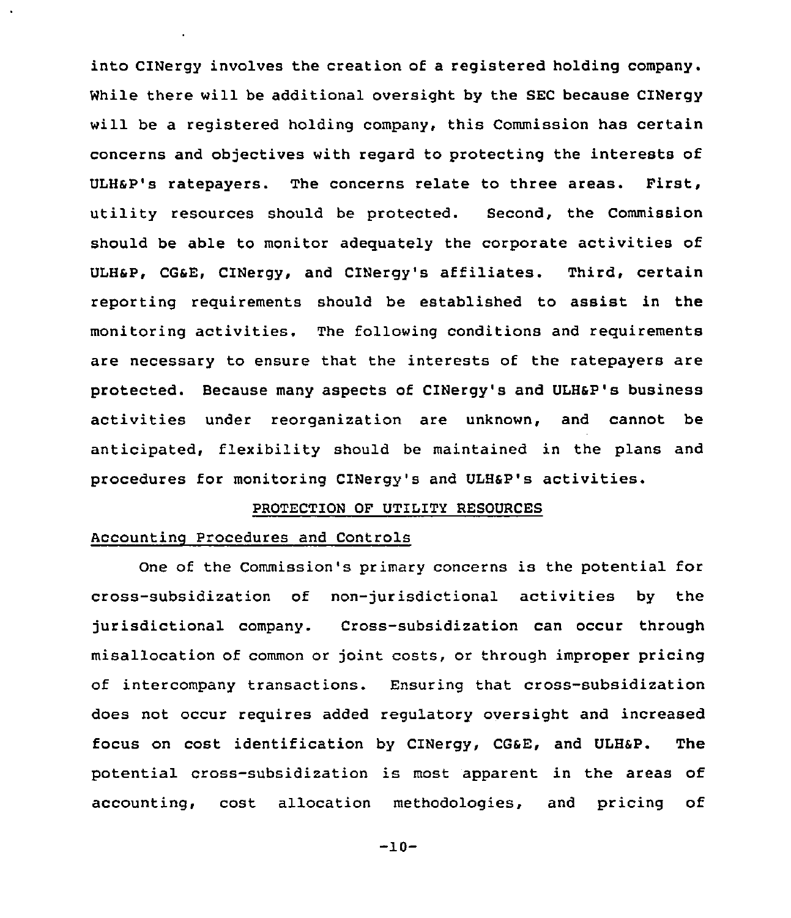into CINergy involves the creation of a registered holding company. While there will be additional oversight by the SEC because CINergy will be a registered holding company, this Commission has certain concerns and objectives with regard to protecting the interests of ULH&P's ratepayers. The concerns relate to three areas. First, utility resources should be protected. Second, the Commission should be able to monitor adequately the corporate activities of ULH&P, CG&E, CINergy, and CINergy's affiliates. Third, certain reporting requirements should be established to assist in the monitoring activities. The following conditions and requirements are necessary to ensure that the interests of the ratepayers are protected. Because many aspects of CINergy's and ULH&P's business activities under reorganization are unknown, and cannot be anticipated, flexibility should be maintained in the plans and procedures for monitoring CINergy's and ULH&P's activities.

## PROTECTION OF UTILITY RESOURCES

### Accounting Procedures and Controls

One of the Commission's primary concerns is the potential for cross-subsidization of non-jurisdictional activities by the jurisdictional company. Cross-subsidization can occur through misallocation of common or joint costs, or through improper pricing of intercompany transactions. Ensuring that cross-subsidization does not occur requires added regulatory oversight and increased focus on cost identification by CINergy, CG&E, and ULH&P. The potential cross-subsidization is most apparent in the areas of accounting, cost allocation methodologies, and pricing of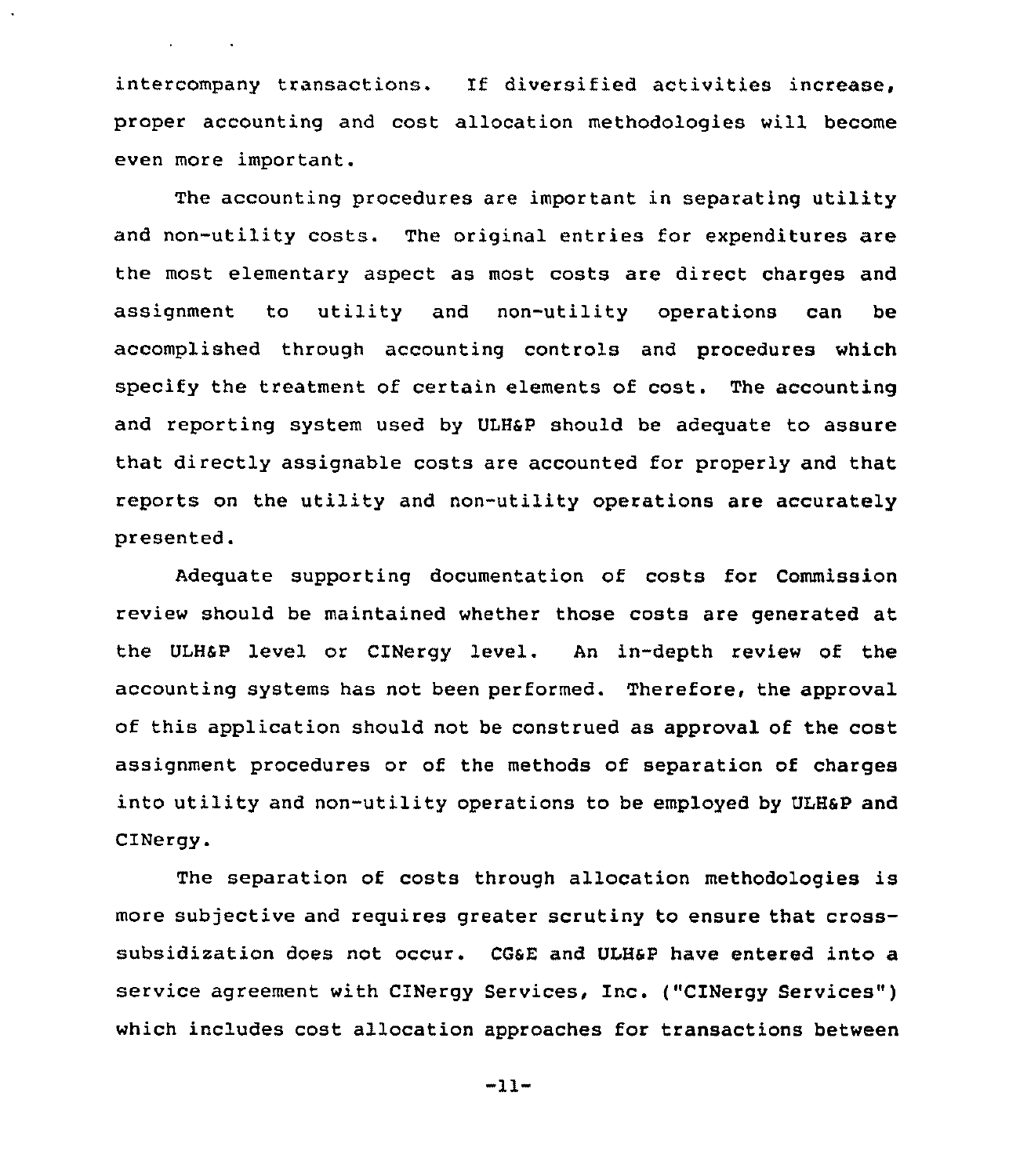intercompany transactions. If diversified activities increase, proper accounting and cost allocation methodologies will become even more important.

The accounting procedures are important in separating utility and non-utility costs. The original entries for expenditures are the most elementary aspect as most costs are direct charges and assignment to utility and non-utility operations can be accomplished through accounting controls and procedures which specify the treatment of certain elements of cost. The accounting and reporting system used by ULH&P should be adequate to assure that directly assignable costs are accounted for properly and that reports on the utility and non-utility operations are accurately presented.

Adequate supporting documentation of costs for Commission review should be maintained whether those costs are generated at the ULH&P level or CINergy level. An in-depth review of the accounting systems has not been performed. Therefore, the approval of this application should not be construed as approval of the cost assignment procedures or of the methods of separation of charges into utility and non-utility operations to be employed by ULH&P and CINergy.

The separation of costs through allocation methodologies is more subjective and requires greater scrutiny to ensure that cross-subsidization does not occur. CG&E and ULH&P have entered into a service agreement with CINergy Services, Inc. ("CINergy Services") which includes cost allocation approaches for transactions between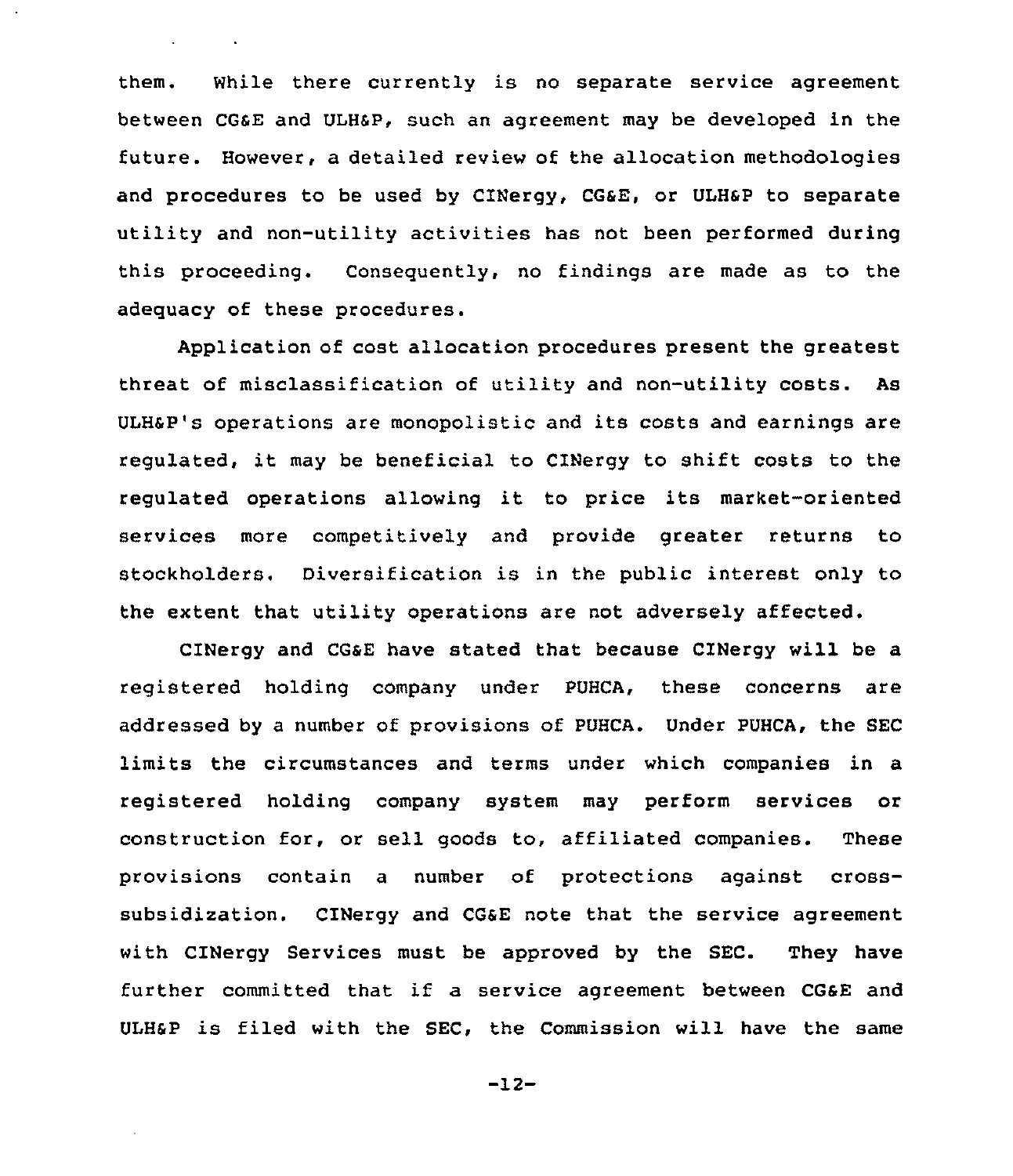them. While there currently is no separate service agreement between CG&E and ULH&P, such an agreement may be developed in the future. However, a detailed review of the allocation methodologies and procedures to be used by CINergy, CG&E, or ULH&P to separate utility and non-utility activities has not been performed during this proceeding. Consequently, no findings are made as to the adequacy of these procedures.

Application of cost allocation procedures present the greatest threat of misclassification of utility and non-utility costs. As ULH&P's operations are monopolistic and its costs and earnings are regulated, it may be beneficial to CINergy to shift costs to the regulated operations allowing it to price its market-oriented services more competitively and provide greater returns to stockholders. Diversification is in the public interest only to the extent that utility operations are not adversely affected.

CINergy and CG&E have stated that because CINergy will be a registered holding company under PUHCA, these concerns are addressed by a number of provisions of PUHCA. Under PUHCA, the SEC limits the circumstances and terms under which companies in a registered holding company system may perform services or construction for, or sell goods to, affiliated companies. These provisions contain a number of protections against cross-subsidization. CINergy and CG&E note that the service agreement with CINergy Services must be approved by the SEC. They have further committed that if a service agreement between CG&E and ULH&P is filed with the SEC, the Commission will have the same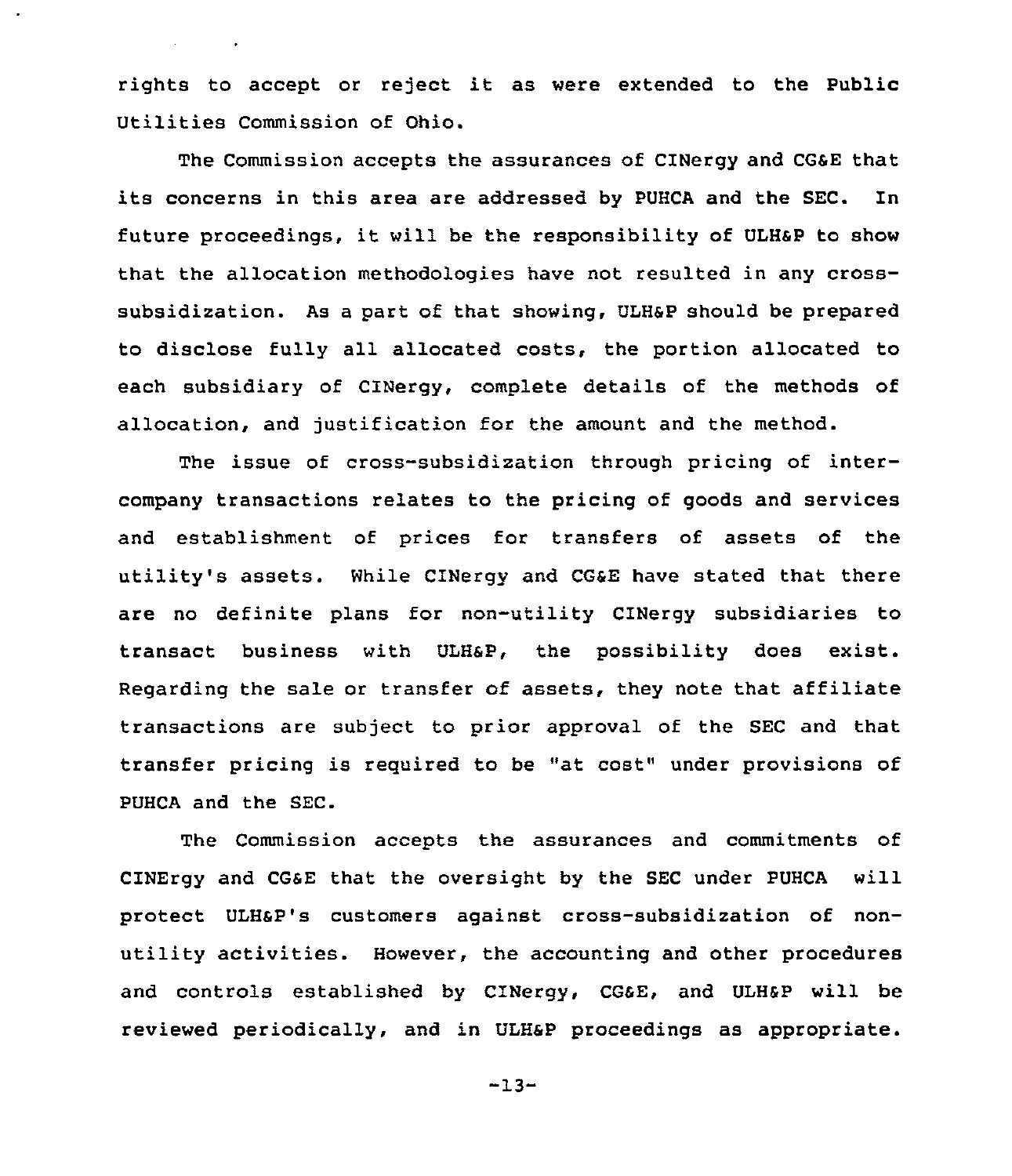rights to accept or reject it as were extended to the Public Utilities Commission of Ohio.

The Commission accepts the assurances of CINergy and CG&E that its concerns in this area are addressed by PUHCA and the SEC. In future proceedings, it will be the responsibility of ULH&P to show that the allocation methodologies have not resulted in any cross-subsidization. As a part of that showing, ULH&P should be prepared to disclose fully all allocated costs, the portion allocated to each subsidiary of CINergy, complete details of the methods of allocation, and justification for the amount and the method.

The issue of cross-subsidization through pricing of inter-company transactions relates to the pricing of goods and services and establishment of prices for transfers of assets of the utility's assets. While CINergy and CG&E have stated that there are no definite plans for non-utility CINergy subsidiaries to transact business with ULH&P, the possibility does exist. Regarding the sale or transfer of assets, they note that affiliate transactions are subject to prior approval of the SEC and that transfer pricing is required to be "at cost" under provisions of PUHCA and the SEC.

The Commission accepts the assurances and commitments of CINErgy and CG&E that the oversight by the SEC under PUHCA will protect ULH&P's customers against cross-subsidization of non-utility activities. However, the accounting and other procedures and controls established by CINergy, CG&E, and ULH&P will be reviewed periodically, and in ULH&P proceedings as appropriate.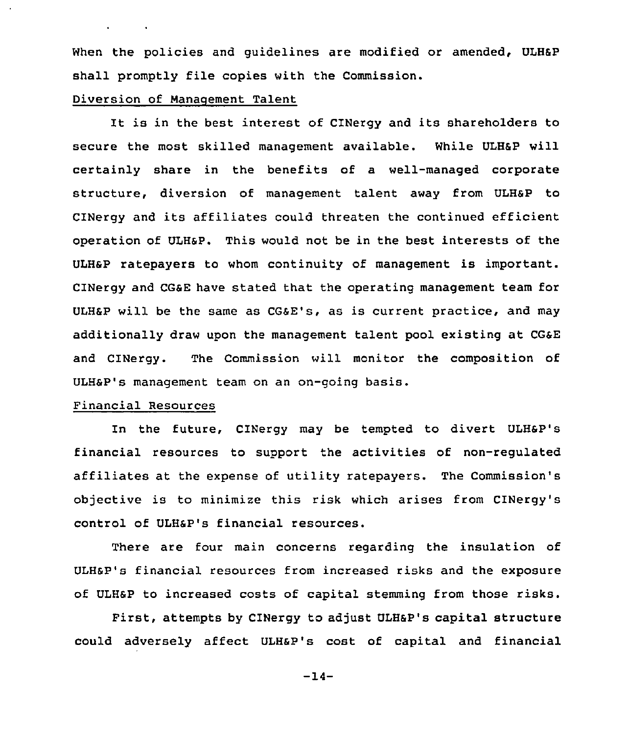When the policies and guidelines are modified or amended, ULH&P shall promptly file copies with the Commission.

Diversion of Management Talent

It is in the best interest of CINergy and its shareholders to secure the most skilled management available. While ULH&P will certainly share in the benefits of a well-managed corporate structure, diversion of management talent away from ULH&P to CINergy and its affiliates could threaten the continued efficient operation of ULH&P. This would not be in the best interests of the ULH&P ratepayers to whom continuity of management is important. CINergy and CG&E have stated that the operating management team for ULH&P will be the same as CG&E's, as is current practice, and may additionally draw upon the management talent pool existing at CG&E and CINergy. The Commission will monitor the composition of ULH&P's management team on an on-going basis.

Financial Resources

In the future, CINergy may be tempted to divert ULH&P's financial resources to support the activities of non-regulated affiliates at the expense of utility ratepayers. The Commission's objective is to minimize this risk which arises from CINergy's control of ULH&P's financial resources.

There are four main concerns regarding the insulation of ULH&P's financial resources from increased risks and the exposure of ULH&P to increased costs of capital stemming from those risks.

First, attempts by CINergy to adjust ULH&P's capital structure could adversely affect ULH&P's cost of capital and financial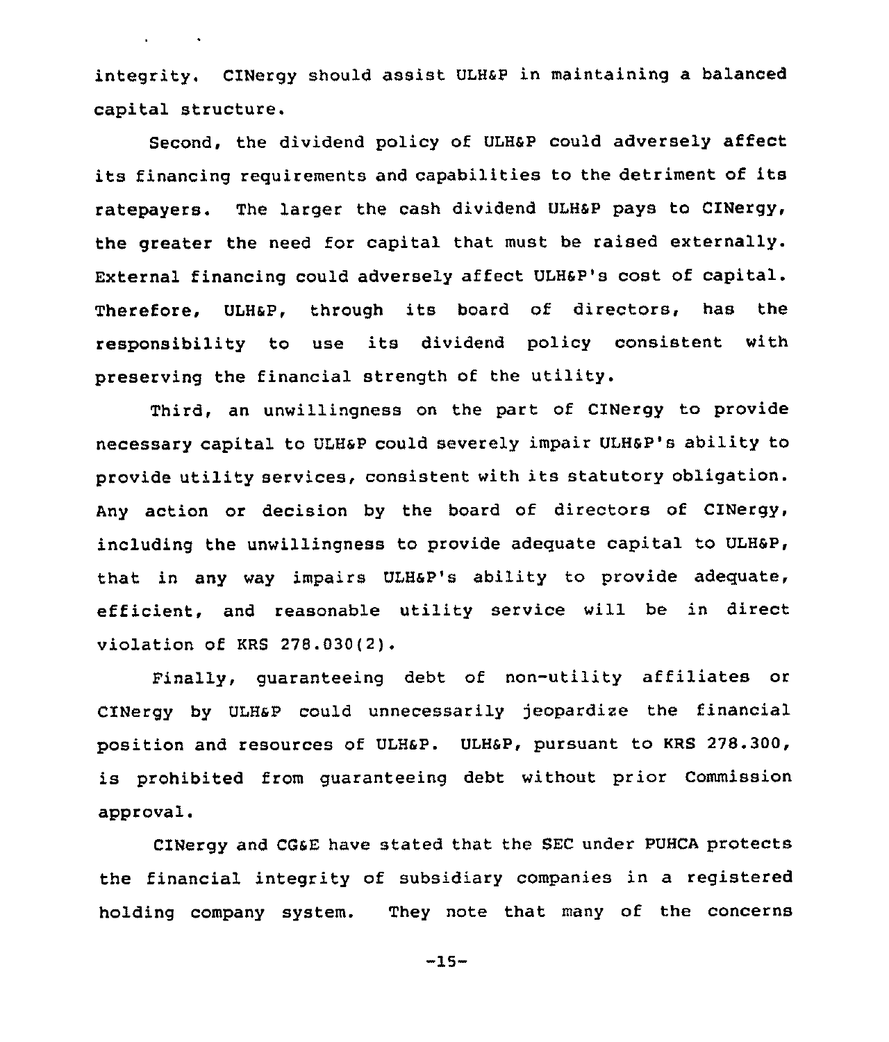integrity. CINergy should assist ULH&P in maintaining a balanced capital structure.

Second, the dividend policy of ULH&P could adversely affect its financing requirements and capabilities to the detriment of its ratepayers. The larger the cash dividend ULH&P pays to CINergy, the greater the need for capital that must be raised externally. External financing could adversely affect ULH&P's cost of capital. Therefore, ULH&P, through its board of directors, has the responsibility to use its dividend policy consistent with preserving the financial strength of the utility.

Third, an unwillingness on the part of CINergy to provide necessary capital to ULH&P could severely impair ULH&P's ability to provide utility services, consistent with its statutory obligation. Any action or decision by the board of directors of CINergy, including the unwillingness to provide adequate capital to ULH&P, that in any way impairs ULH&P's ability to provide adequate, efficient, and reasonable utility service will be in direct violation of KRS 278.030(2).

Finally, guaranteeing debt of non-utility affiliates or CINergy by ULH&P could unnecessarily jeopardize the financial position and resources of ULH&P. ULH&P, pursuant to KRS 278.300, is prohibited from guaranteeing debt without prior Commission approval.

CINergy and CG&E have stated that the SEC under PUHCA protects the financial integrity of subsidiary companies in a registered holding company system. They note that many of the concerns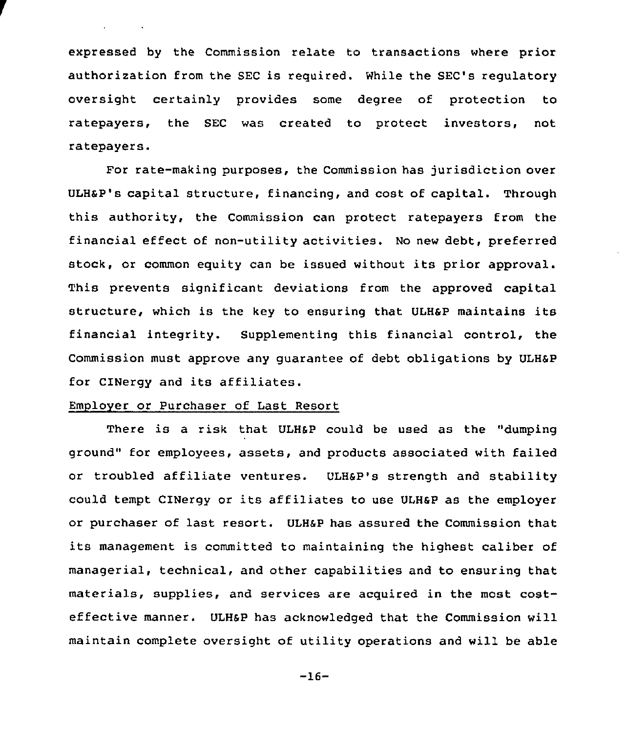expressed by the Commission relate to transactions where prior authorization from the SEC is required. While the SEC's regulatory oversight certainly provides some degree of protection to ratepayers, the SEC was created to protect investors, not ratepayers.

For rate-making purposes, the Commission has jurisdiction over ULH&P's capital structure, financing, and cost of capital. Through this authority, the Commission can protect ratepayers from the financial effect of non-utility activities. No new debt, preferred stock, or common equity can be issued without its prior approval. This prevents significant deviations from the approved capital structure, which is the key to ensuring that ULH&P maintains its financial integrity. Supplementing this financial control, the Commission must approve any guarantee of debt obligations by ULH&P for CINergy and its affiliates.

Employer or Purchaser of Last Resort

There is a risk that ULH&P could be used as the "dumping ground" for employees, assets, and products associated with failed or troubled affiliate ventures. ULH&P's strength and stability could tempt CINergy or its affiliates to use ULH&P as the employer or purchaser of last resort. ULH&P has assured the Commission that its management is committed to maintaining the highest caliber of managerial, technical, and other capabilities and to ensuring that materials, supplies, and services are acquired in the most cost-effective manner. ULH&P has acknowledged that the Commission will maintain complete oversight of utility operations and will be able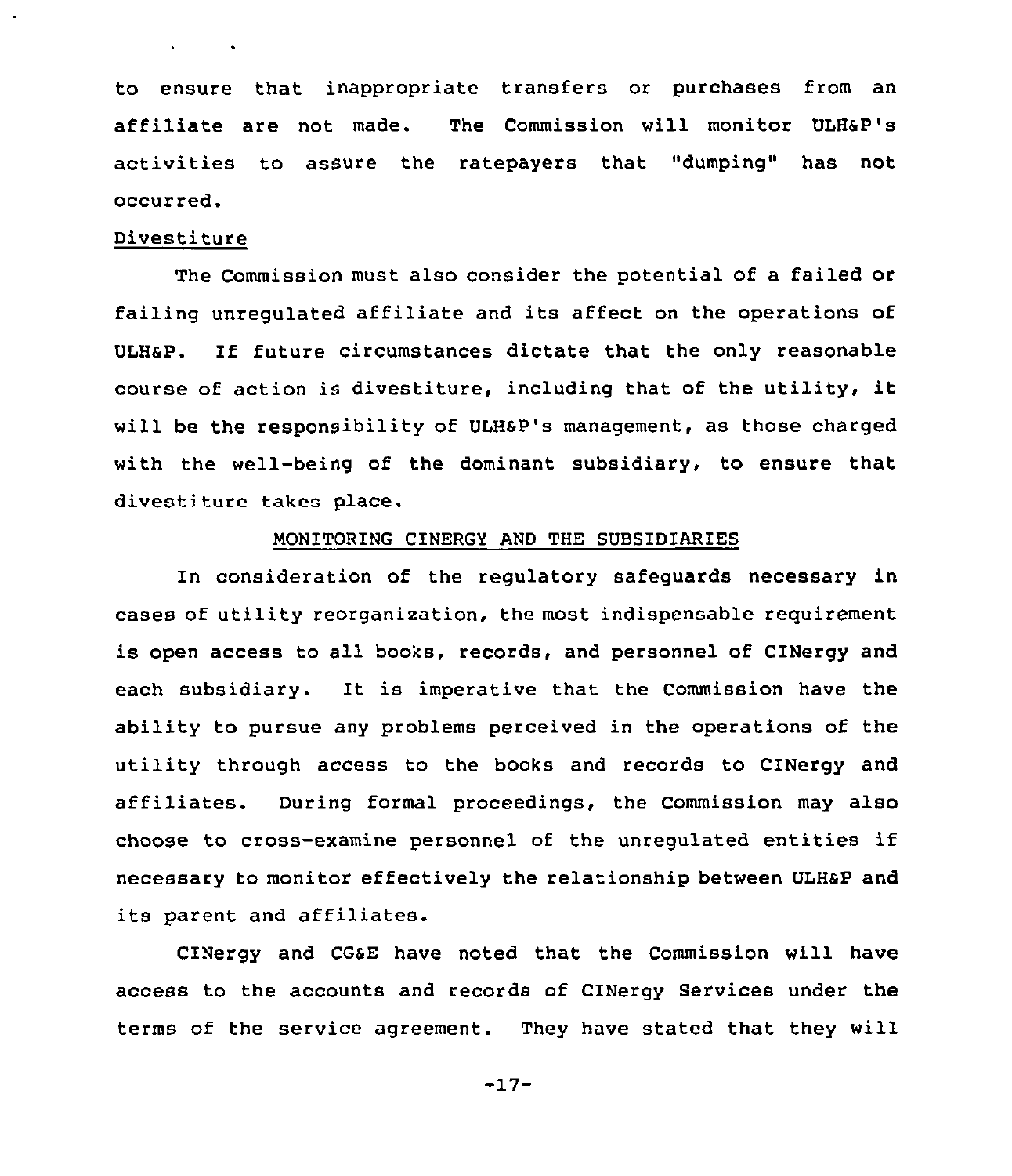to ensure that inappropriate transfers or purchases from an affiliate are not made. The Commission will monitor ULH&P's activities to assure the ratepayers that "dumping" has not occurred.

Divestiture

The Commission must also consider the potential of a failed or failing unregulated affiliate and its affect on the operations of ULH&P. If future circumstances dictate that the only reasonable course of action is divestiture, including that of the utility, it will be the responsibility of ULH&P's management, as those charged with the well-being of the dominant subsidiary, to ensure that divestiture takes place.

MONITORING CINERGY AND THE SUBSIDIARIES

In consideration of the regulatory safeguards necessary in cases of utility reorganization, the most indispensable requirement is open access to all books, records, and personnel of CINergy and each subsidiary. It is imperative that the Commission have the ability to pursue any problems perceived in the operations of the utility through access to the books and records to CINergy and affiliates. During formal proceedings, the Commission may also choose to cross-examine personnel of the unregulated entities if necessary to monitor effectively the relationship between ULH&P and its parent and affiliates.

CINergy and CG&E have noted that the Commission will have access to the accounts and records of CINergy Services under the terms of the service agreement. They have stated that they will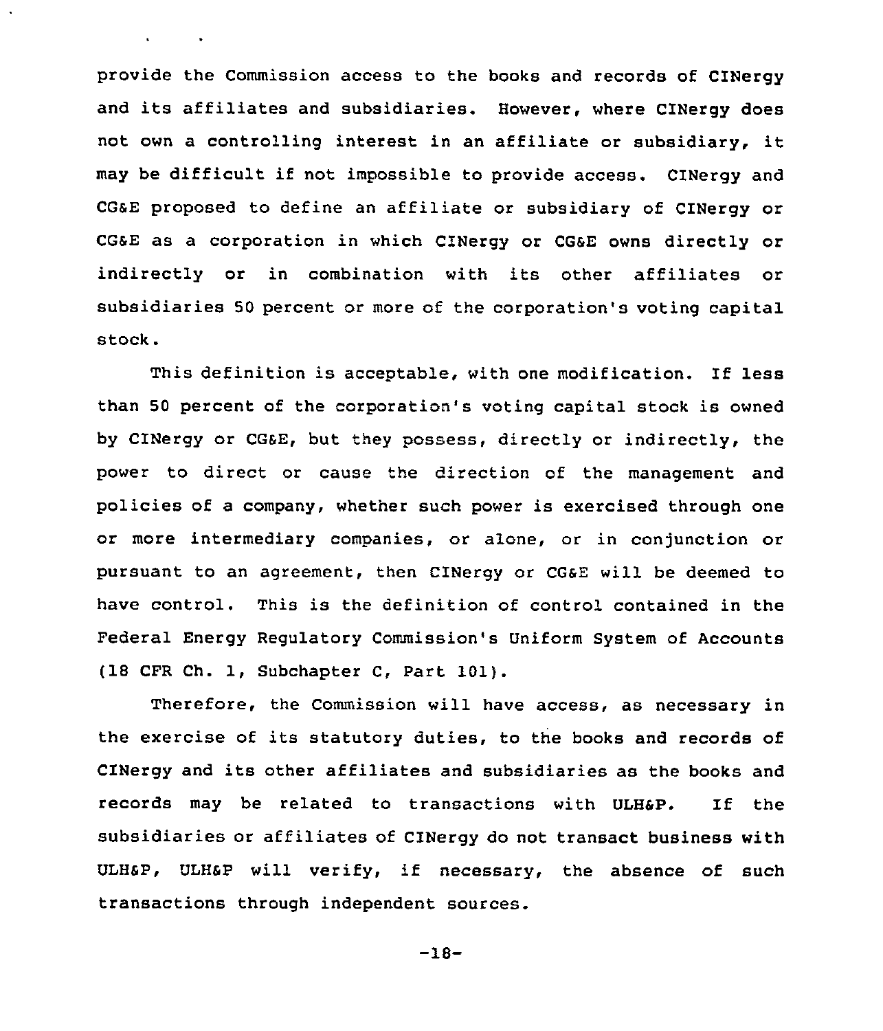provide the Commission access to the books and records of CINergy and its affiliates and subsidiaries. However, where CINergy does not own a controlling interest in an affiliate or subsidiary, it may be difficult if not impossible to provide access. CINergy and CG&E proposed to define an affiliate or subsidiary of CINergy or CG&E as a corporation in which CINergy or CG&E owns directly or indirectly or in combination with its other affiliates or subsidiaries 50 percent or more of the corporation's voting capital stock.

This definition is acceptable, with one modification. If less than 50 percent of the corporation's voting capital stock is owned by CINergy or CG&E, but they possess, directly or indirectly, the power to direct or cause the direction of the management and policies of a company, whether such power is exercised through one or more intermediary companies, or alone, or in conjunction or pursuant to an agreement, then CINergy or CG&E will be deemed to have control. This is the definition of control contained in the Federal Energy Regulatory Commission's Uniform System of Accounts (18 CFR Ch. 1, Subchapter C, Part 101).

Therefore, the Commission will have access, as necessary in the exercise of its statutory duties, to the books and records of CINergy and its other affiliates and subsidiaries as the books and records may be related to transactions with ULH&P. If the subsidiaries or affiliates of CINergy do not transact business with ULH&P, ULH&P will verify, if necessary, the absence of such transactions through independent sources.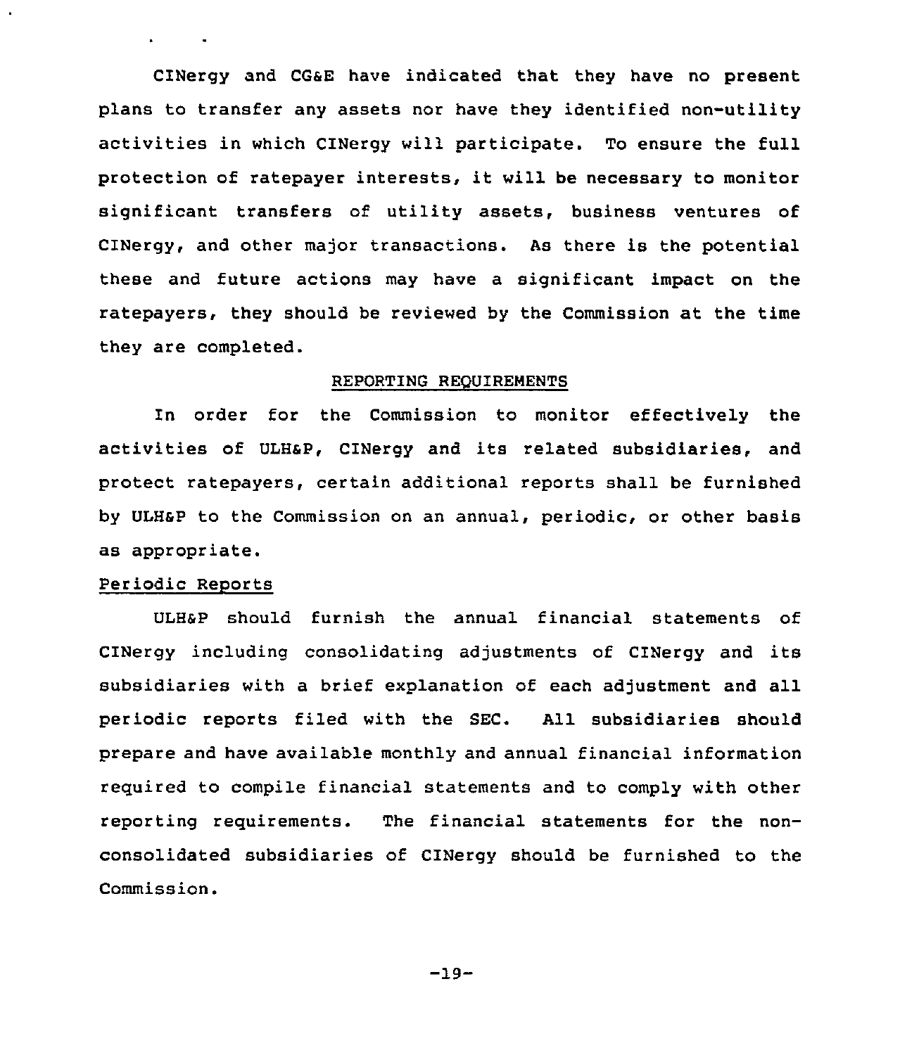CINergy and CG&E have indicated that they have no present plans to transfer any assets nor have they identified non-utility activities in which CINergy will participate. To ensure the full protection of ratepayer interests, it will be necessary to monitor significant transfers of utility assets, business ventures of CINergy, and other major transactions. As there is the potential these and future actions may have a significant impact on the ratepayers, they should be reviewed by the Commission at the time they are completed.

## REPORTING REQUIREMENTS

In order for the Commission to monitor effectively the activities of ULH&P, CINergy and its related subsidiaries, and protect ratepayers, certain additional reports shall be furnished by ULH&P to the Commission on an annual, periodic, or other basis as appropriate.

### Periodic Reports

ULH&P should furnish the annual financial statements of CINergy including consolidating adjustments of CINergy and its subsidiaries with a brief explanation of each adjustment and all periodic reports filed with the SEC. All subsidiaries should prepare and have available monthly and annual financial information required to compile financial statements and to comply with other reporting requirements. The financial statements for the non-consolidated subsidiaries of CINergy should be furnished to the Commission.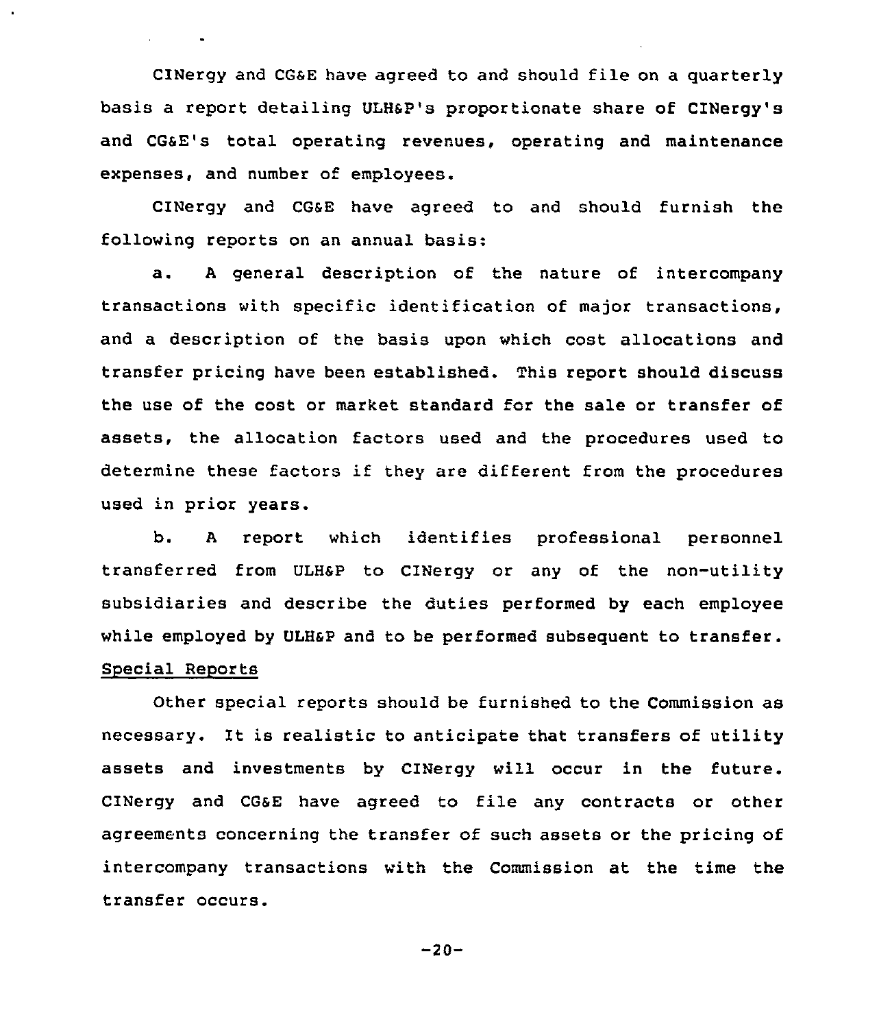CINergy and CG&E have agreed to and should file on a quarterly basis a report detailing ULH&P's proportionate share of CINergy's and CG&E's total operating revenues, operating and maintenance expenses, and number of employees.

CINergy and CG&E have agreed to and should furnish the following reports on an annual basis:

a. A general description of the nature of intercompany transactions with specific identification of major transactions, and a description of the basis upon which cost allocations and transfer pricing have been established. This report should discuss the use of the cost or market standard for the sale or transfer of assets, the allocation factors used and the procedures used to determine these factors if they are different from the procedures used in prior years.

b. A report which identifies professional personnel transferred from ULH&P to CINergy or any of the non-utility subsidiaries and describe the duties performed by each employee while employed by ULH&P and to be performed subsequent to transfer.

Special Reports

Other special reports should be furnished to the Commission as necessary. It is realistic to anticipate that transfers of utility assets and investments by CINergy will occur in the future. CINergy and CG&E have agreed to file any contracts or other agreements concerning the transfer of such assets or the pricing of intercompany transactions with the Commission at the time the transfer occurs.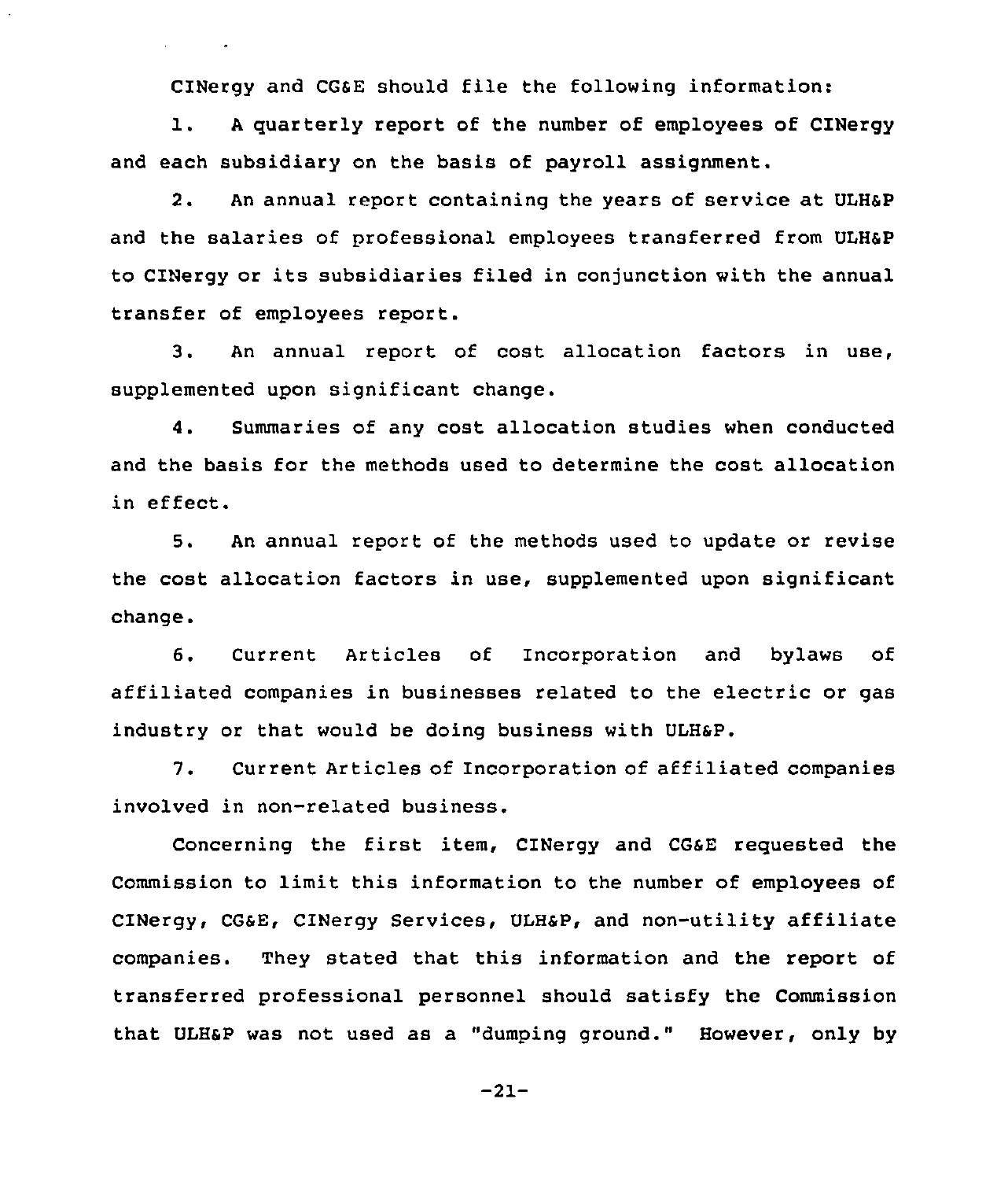CINergy and CG&E should file the following information:

1. A quarterly report of the number of employees of CINergy and each subsidiary on the basis of payroll assignment.

2. An annual report containing the years of service at ULH&P and the salaries of professional employees transferred from ULH&P to CINergy or its subsidiaries filed in conjunction with the annual transfer of employees report.

3. An annual report of cost allocation factors in use, supplemented upon significant change.

4. Summaries of any cost allocation studies when conducted and the basis for the methods used to determine the cost allocation in effect.

5. An annual report of the methods used to update or revise the cost allocation factors in use, supplemented upon significant change.

6. Current Articles of Incorporation and bylaws of affiliated companies in businesses related to the electric or gas industry or that would be doing business with ULH&P.

7. Current Articles of Incorporation of affiliated companies involved in non-related business.

Concerning the first item, CINergy and CG&E requested the Commission to limit this information to the number of employees of CINergy, CG&E, CINergy Services, ULH&P, and non-utility affiliate companies. They stated that this information and the report of transferred professional personnel should satisfy the Commission that ULH&P was not used as a "dumping ground." However, only by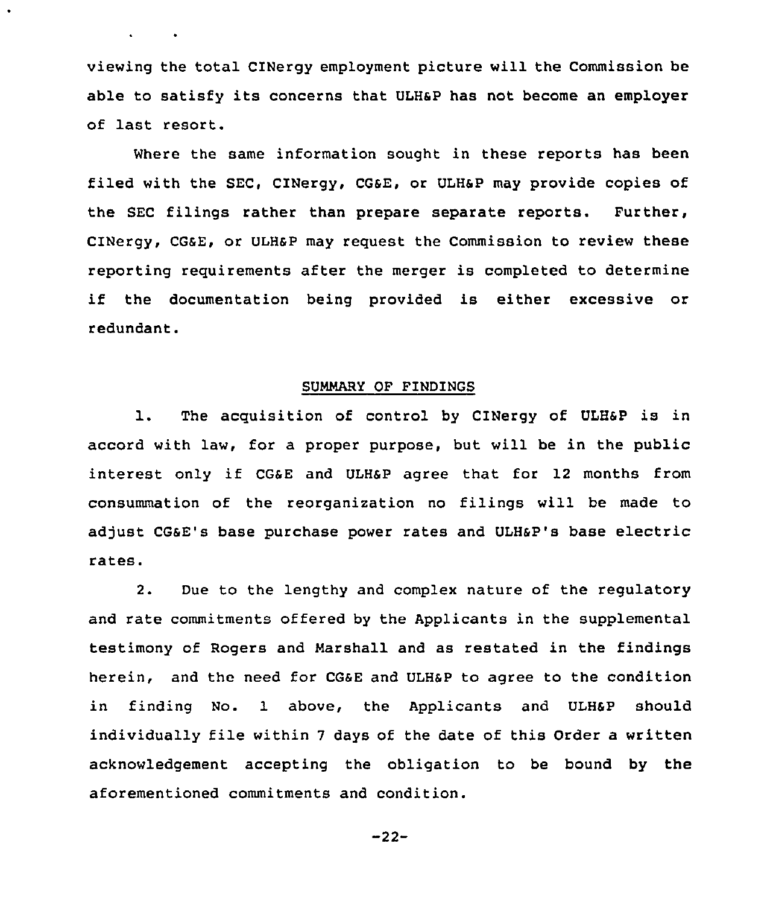viewing the total CINergy employment picture will the Commission be able to satisfy its concerns that ULH&P has not become an employer of last resort.

Where the same information sought in these reports has been filed with the SEC, CINergy, CG&E, or ULH&P may provide copies of the SEC filings rather than prepare separate reports. Further, CINergy, CG&E, or ULH&P may request the Commission to review these reporting requirements after the merger is completed to determine if the documentation being provided is either excessive or redundant.

## SUMMARY OF FINDINGS

1. The acquisition of control by CINergy of ULH&P is in accord with law, for a proper purpose, but will be in the public interest only if CG&E and ULH&P agree that for 12 months from consummation of the reorganization no filings will be made to adjust CG&E's base purchase power rates and ULH&P's base electric rates.

2. Due to the lengthy and complex nature of the regulatory and rate commitments offered by the Applicants in the supplemental testimony of Rogers and Marshall and as restated in the findings herein, and the need for CG&E and ULH&P to agree to the condition in finding No. 1 above, the Applicants and ULH&P should individually file within 7 days of the date of this Order a written acknowledgement accepting the obligation to be bound by the aforementioned commitments and condition.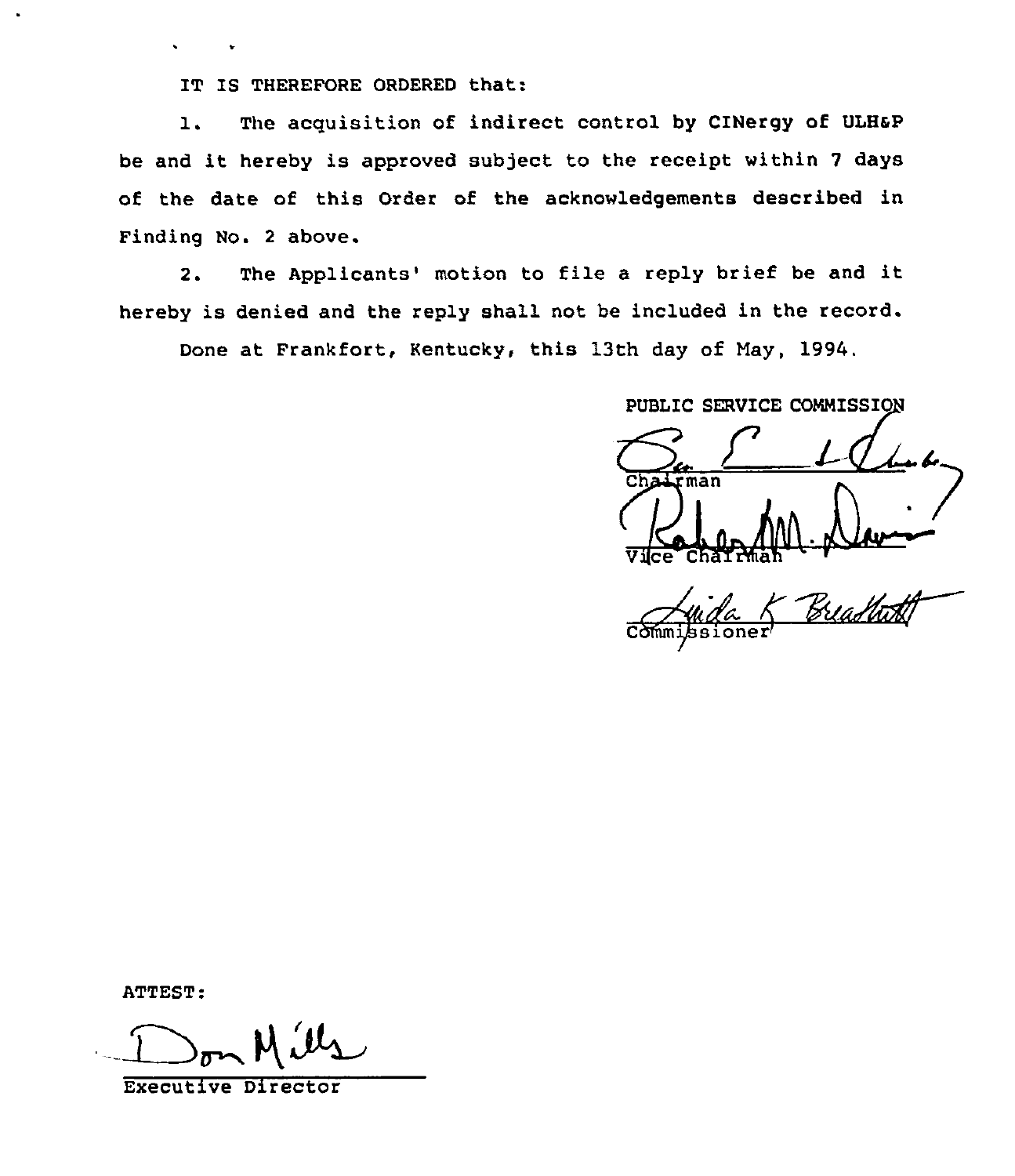IT IS THEREFORE ORDERED that:

1. The acquisition of indirect control by CINergy of ULH&P be and it hereby is approved subject to the receipt within 7 days of the date of this Order of the acknowledgements described in Finding No. 2 above.

2. The Applicants' motion to file a reply brief be and it hereby is denied and the reply shall not be included in the record.

Done at Frankfort, Kentucky, this 13th day of May, 1994.

PUBLIC SERVICE COMMISSION

Chairman

Vice Chairman

Commissioner

ATTEST:

Executive Director